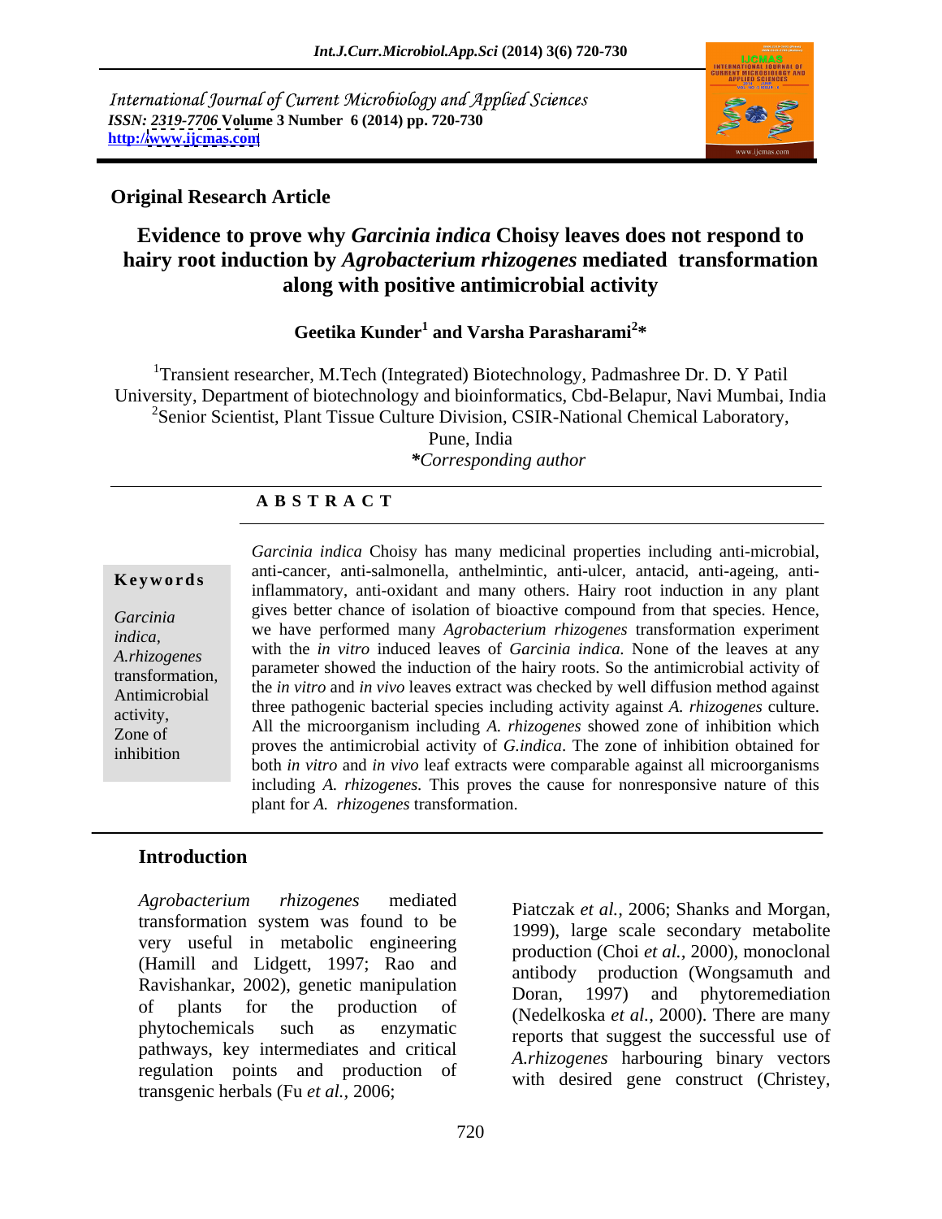International Journal of Current Microbiology and Applied Sciences
*ISSN: 2319-7706* **Volume 3 Number 6 (2014) pp. 720-730**
**http://www.ijcmas.com**

**Original Research Article**

# Evidence to prove why *Garcinia indica* Choisy leaves does not respond to hairy root induction by *Agrobacterium rhizogenes* mediated transformation along with positive antimicrobial activity

**Geetika Kunder[1] and Varsha Parasharami[2]***

[1]Transient researcher, M.Tech (Integrated) Biotechnology, Padmashree Dr. D. Y Patil University, Department of biotechnology and bioinformatics, Cbd-Belapur, Navi Mumbai, India
[2]Senior Scientist, Plant Tissue Culture Division, CSIR-National Chemical Laboratory, Pune, India
***Corresponding author***

## A B S T R A C T

**Keywords**

*Garcinia indica*, *A.rhizogenes* transformation, Antimicrobial activity, Zone of inhibition

*Garcinia indica* Choisy has many medicinal properties including anti-microbial, anti-cancer, anti-salmonella, anthelmintic, anti-ulcer, antacid, anti-ageing, anti-inflammatory, anti-oxidant and many others. Hairy root induction in any plant gives better chance of isolation of bioactive compound from that species. Hence, we have performed many *Agrobacterium rhizogenes* transformation experiment with the *in vitro* induced leaves of *Garcinia indica.* None of the leaves at any parameter showed the induction of the hairy roots. So the antimicrobial activity of the *in vitro* and *in vivo* leaves extract was checked by well diffusion method against three pathogenic bacterial species including activity against *A. rhizogenes* culture. All the microorganism including *A. rhizogenes* showed zone of inhibition which proves the antimicrobial activity of *G.indica*. The zone of inhibition obtained for both *in vitro* and *in vivo* leaf extracts were comparable against all microorganisms including *A. rhizogenes.* This proves the cause for nonresponsive nature of this plant for *A. rhizogenes* transformation.

## Introduction

*Agrobacterium rhizogenes* mediated transformation system was found to be very useful in metabolic engineering (Hamill and Lidgett, 1997; Rao and Ravishankar, 2002), genetic manipulation of plants for the production of phytochemicals such as enzymatic pathways, key intermediates and critical regulation points and production of transgenic herbals (Fu *et al.,* 2006; Piatczak *et al.,* 2006; Shanks and Morgan, 1999), large scale secondary metabolite production (Choi *et al.*, 2000), monoclonal antibody production (Wongsamuth and Doran, 1997) and phytoremediation (Nedelkoska *et al.*, 2000). There are many reports that suggest the successful use of *A.rhizogenes* harbouring binary vectors with desired gene construct (Christey,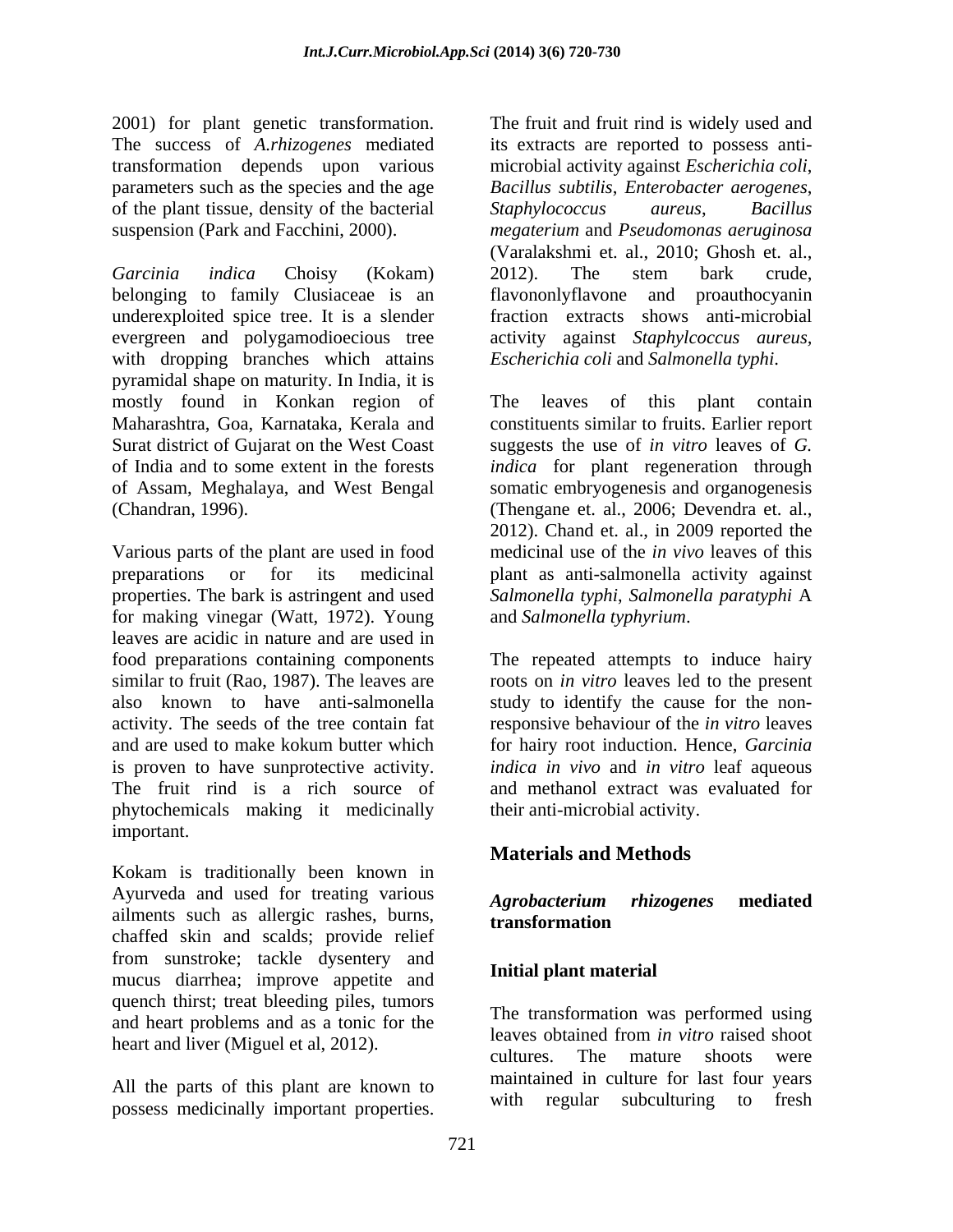2001) for plant genetic transformation. The success of *A.rhizogenes* mediated transformation depends upon various parameters such as the species and the age of the plant tissue, density of the bacterial suspension (Park and Facchini, 2000).

*Garcinia indica* Choisy (Kokam) belonging to family Clusiaceae is an underexploited spice tree. It is a slender evergreen and polygamodioecious tree with dropping branches which attains pyramidal shape on maturity. In India, it is mostly found in Konkan region of Maharashtra, Goa, Karnataka, Kerala and Surat district of Gujarat on the West Coast of India and to some extent in the forests of Assam, Meghalaya, and West Bengal (Chandran, 1996).

Various parts of the plant are used in food preparations or for its medicinal properties. The bark is astringent and used for making vinegar (Watt, 1972). Young leaves are acidic in nature and are used in food preparations containing components similar to fruit (Rao, 1987). The leaves are also known to have anti-salmonella activity. The seeds of the tree contain fat and are used to make kokum butter which is proven to have sunprotective activity. The fruit rind is a rich source of phytochemicals making it medicinally important.

Kokam is traditionally been known in Ayurveda and used for treating various ailments such as allergic rashes, burns, chaffed skin and scalds; provide relief from sunstroke; tackle dysentery and mucus diarrhea; improve appetite and quench thirst; treat bleeding piles, tumors and heart problems and as a tonic for the heart and liver (Miguel et al, 2012).

All the parts of this plant are known to possess medicinally important properties. The fruit and fruit rind is widely used and its extracts are reported to possess anti-microbial activity against *Escherichia coli*, *Bacillus subtilis*, *Enterobacter aerogenes*, *Staphylococcus aureus*, *Bacillus megaterium* and *Pseudomonas aeruginosa* (Varalakshmi et. al., 2010; Ghosh et. al., 2012). The stem bark crude, flavononlyflavone and proauthocyanin fraction extracts shows anti-microbial activity against *Staphylcoccus aureus*, *Escherichia coli* and *Salmonella typhi*.

The leaves of this plant contain constituents similar to fruits. Earlier report suggests the use of *in vitro* leaves of *G. indica* for plant regeneration through somatic embryogenesis and organogenesis (Thengane et. al., 2006; Devendra et. al., 2012). Chand et. al., in 2009 reported the medicinal use of the *in vivo* leaves of this plant as anti-salmonella activity against *Salmonella typhi*, *Salmonella paratyphi* A and *Salmonella typhyrium*.

The repeated attempts to induce hairy roots on *in vitro* leaves led to the present study to identify the cause for the non-responsive behaviour of the *in vitro* leaves for hairy root induction. Hence, *Garcinia indica in vivo* and *in vitro* leaf aqueous and methanol extract was evaluated for their anti-microbial activity.

## Materials and Methods

### *Agrobacterium rhizogenes* mediated transformation

### Initial plant material

The transformation was performed using leaves obtained from *in vitro* raised shoot cultures. The mature shoots were maintained in culture for last four years with regular subculturing to fresh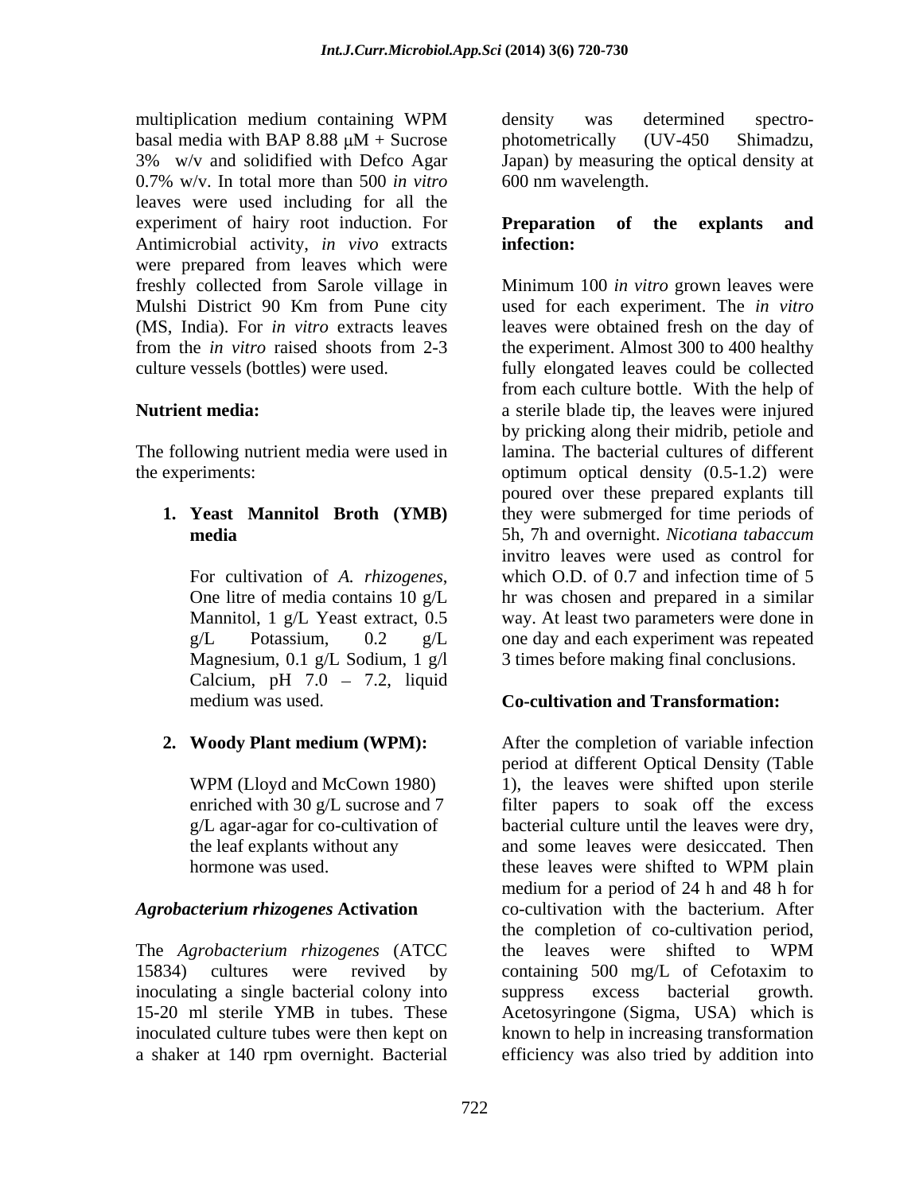multiplication medium containing WPM basal media with BAP 8.88 μM + Sucrose 3% w/v and solidified with Defco Agar 0.7% w/v. In total more than 500 *in vitro* leaves were used including for all the experiment of hairy root induction. For Antimicrobial activity, *in vivo* extracts were prepared from leaves which were freshly collected from Sarole village in Mulshi District 90 Km from Pune city (MS, India). For *in vitro* extracts leaves from the *in vitro* raised shoots from 2-3 culture vessels (bottles) were used.

**Nutrient media:**

The following nutrient media were used in the experiments:

1. **Yeast Mannitol Broth (YMB) media**

   For cultivation of *A. rhizogenes*, One litre of media contains 10 g/L Mannitol, 1 g/L Yeast extract, 0.5 g/L Potassium, 0.2 g/L Magnesium, 0.1 g/L Sodium, 1 g/l Calcium, pH 7.0 – 7.2, liquid medium was used.

2. **Woody Plant medium (WPM):**

   WPM (Lloyd and McCown 1980) enriched with 30 g/L sucrose and 7 g/L agar-agar for co-cultivation of the leaf explants without any hormone was used.

***Agrobacterium rhizogenes* Activation**

The *Agrobacterium rhizogenes* (ATCC 15834) cultures were revived by inoculating a single bacterial colony into 15-20 ml sterile YMB in tubes. These inoculated culture tubes were then kept on a shaker at 140 rpm overnight. Bacterial density was determined spectro-photometrically (UV-450 Shimadzu, Japan) by measuring the optical density at 600 nm wavelength.

**Preparation of the explants and infection:**

Minimum 100 *in vitro* grown leaves were used for each experiment. The *in vitro* leaves were obtained fresh on the day of the experiment. Almost 300 to 400 healthy fully elongated leaves could be collected from each culture bottle. With the help of a sterile blade tip, the leaves were injured by pricking along their midrib, petiole and lamina. The bacterial cultures of different optimum optical density (0.5-1.2) were poured over these prepared explants till they were submerged for time periods of 5h, 7h and overnight. *Nicotiana tabaccum* invitro leaves were used as control for which O.D. of 0.7 and infection time of 5 hr was chosen and prepared in a similar way. At least two parameters were done in one day and each experiment was repeated 3 times before making final conclusions.

**Co-cultivation and Transformation:**

After the completion of variable infection period at different Optical Density (Table 1), the leaves were shifted upon sterile filter papers to soak off the excess bacterial culture until the leaves were dry, and some leaves were desiccated. Then these leaves were shifted to WPM plain medium for a period of 24 h and 48 h for co-cultivation with the bacterium. After the completion of co-cultivation period, the leaves were shifted to WPM containing 500 mg/L of Cefotaxim to suppress excess bacterial growth. Acetosyringone (Sigma, USA) which is known to help in increasing transformation efficiency was also tried by addition into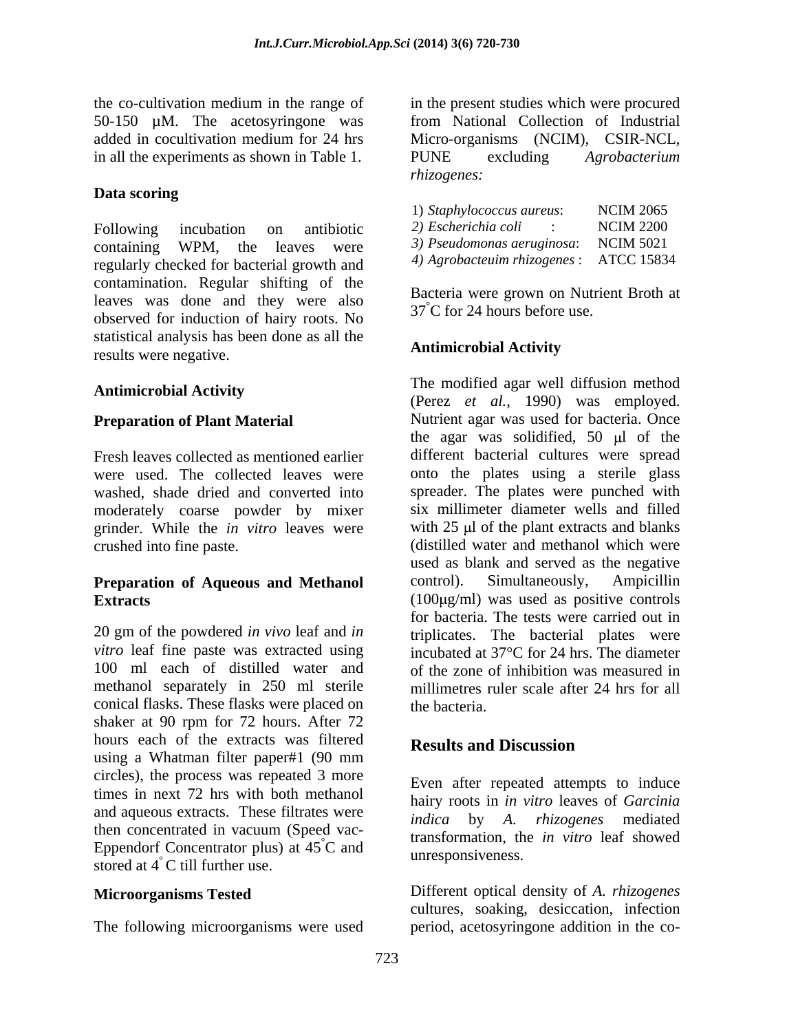the co-cultivation medium in the range of 50-150 µM. The acetosyringone was added in cocultivation medium for 24 hrs in all the experiments as shown in Table 1.

## Data scoring

Following incubation on antibiotic containing WPM, the leaves were regularly checked for bacterial growth and contamination. Regular shifting of the leaves was done and they were also observed for induction of hairy roots. No statistical analysis has been done as all the results were negative.

## Antimicrobial Activity

### Preparation of Plant Material

Fresh leaves collected as mentioned earlier were used. The collected leaves were washed, shade dried and converted into moderately coarse powder by mixer grinder. While the *in vitro* leaves were crushed into fine paste.

### Preparation of Aqueous and Methanol Extracts

20 gm of the powdered *in vivo* leaf and *in vitro* leaf fine paste was extracted using 100 ml each of distilled water and methanol separately in 250 ml sterile conical flasks. These flasks were placed on shaker at 90 rpm for 72 hours. After 72 hours each of the extracts was filtered using a Whatman filter paper#1 (90 mm circles), the process was repeated 3 more times in next 72 hrs with both methanol and aqueous extracts. These filtrates were then concentrated in vacuum (Speed vac-Eppendorf Concentrator plus) at 45°C and stored at 4° C till further use.

### Microorganisms Tested

The following microorganisms were used in the present studies which were procured from National Collection of Industrial Micro-organisms (NCIM), CSIR-NCL, PUNE excluding *Agrobacterium rhizogenes:*

1) *Staphylococcus aureus*: NCIM 2065
2) *Escherichia coli* : NCIM 2200
3) *Pseudomonas aeruginosa*: NCIM 5021
4) *Agrobacteuim rhizogenes* : ATCC 15834

Bacteria were grown on Nutrient Broth at 37°C for 24 hours before use.

### Antimicrobial Activity

The modified agar well diffusion method (Perez *et al.*, 1990) was employed. Nutrient agar was used for bacteria. Once the agar was solidified, 50 µl of the different bacterial cultures were spread onto the plates using a sterile glass spreader. The plates were punched with six millimeter diameter wells and filled with 25 µl of the plant extracts and blanks (distilled water and methanol which were used as blank and served as the negative control). Simultaneously, Ampicillin (100µg/ml) was used as positive controls for bacteria. The tests were carried out in triplicates. The bacterial plates were incubated at 37°C for 24 hrs. The diameter of the zone of inhibition was measured in millimetres ruler scale after 24 hrs for all the bacteria.

## Results and Discussion

Even after repeated attempts to induce hairy roots in *in vitro* leaves of *Garcinia indica* by *A. rhizogenes* mediated transformation, the *in vitro* leaf showed unresponsiveness.

Different optical density of *A. rhizogenes* cultures, soaking, desiccation, infection period, acetosyringone addition in the co-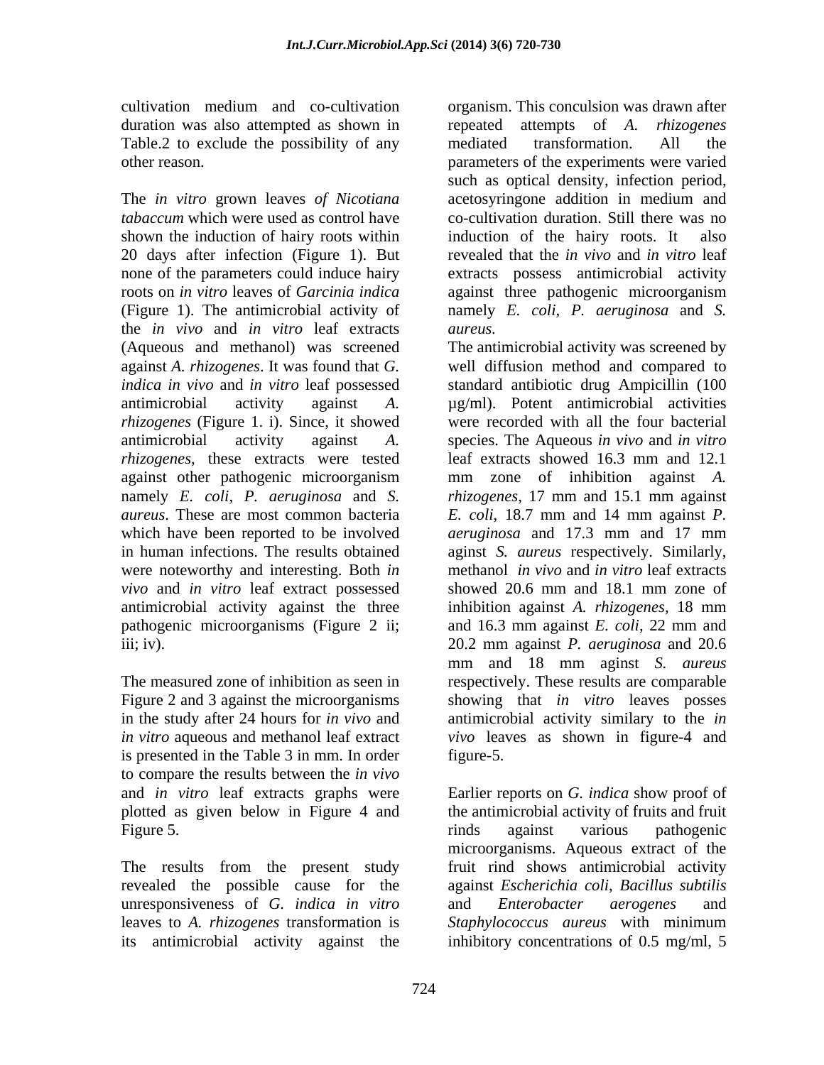cultivation medium and co-cultivation duration was also attempted as shown in Table.2 to exclude the possibility of any other reason.

The *in vitro* grown leaves *of Nicotiana tabaccum* which were used as control have shown the induction of hairy roots within 20 days after infection (Figure 1). But none of the parameters could induce hairy roots on *in vitro* leaves of *Garcinia indica* (Figure 1). The antimicrobial activity of the *in vivo* and *in vitro* leaf extracts (Aqueous and methanol) was screened against *A. rhizogenes*. It was found that *G. indica in vivo* and *in vitro* leaf possessed antimicrobial activity against *A. rhizogenes* (Figure 1. i). Since, it showed antimicrobial activity against *A. rhizogenes*, these extracts were tested against other pathogenic microorganism namely *E. coli*, *P. aeruginosa* and *S. aureus*. These are most common bacteria which have been reported to be involved in human infections. The results obtained were noteworthy and interesting. Both *in vivo* and *in vitro* leaf extract possessed antimicrobial activity against the three pathogenic microorganisms (Figure 2 ii; iii; iv).

The measured zone of inhibition as seen in Figure 2 and 3 against the microorganisms in the study after 24 hours for *in vivo* and *in vitro* aqueous and methanol leaf extract is presented in the Table 3 in mm. In order to compare the results between the *in vivo* and *in vitro* leaf extracts graphs were plotted as given below in Figure 4 and Figure 5.

The results from the present study revealed the possible cause for the unresponsiveness of *G. indica in vitro* leaves to *A. rhizogenes* transformation is its antimicrobial activity against the organism. This conculsion was drawn after repeated attempts of *A. rhizogenes* mediated transformation. All the parameters of the experiments were varied such as optical density, infection period, acetosyringone addition in medium and co-cultivation duration. Still there was no induction of the hairy roots. It also revealed that the *in vivo* and *in vitro* leaf extracts possess antimicrobial activity against three pathogenic microorganism namely *E. coli*, *P. aeruginosa* and *S. aureus.*

The antimicrobial activity was screened by well diffusion method and compared to standard antibiotic drug Ampicillin (100 µg/ml). Potent antimicrobial activities were recorded with all the four bacterial species. The Aqueous *in vivo* and *in vitro* leaf extracts showed 16.3 mm and 12.1 mm zone of inhibition against *A. rhizogenes*, 17 mm and 15.1 mm against *E. coli*, 18.7 mm and 14 mm against *P. aeruginosa* and 17.3 mm and 17 mm aginst *S. aureus* respectively. Similarly, methanol *in vivo* and *in vitro* leaf extracts showed 20.6 mm and 18.1 mm zone of inhibition against *A. rhizogenes*, 18 mm and 16.3 mm against *E. coli*, 22 mm and 20.2 mm against *P. aeruginosa* and 20.6 mm and 18 mm aginst *S. aureus* respectively. These results are comparable showing that *in vitro* leaves posses antimicrobial activity similary to the *in vivo* leaves as shown in figure-4 and figure-5.

Earlier reports on *G. indica* show proof of the antimicrobial activity of fruits and fruit rinds against various pathogenic microorganisms. Aqueous extract of the fruit rind shows antimicrobial activity against *Escherichia coli*, *Bacillus subtilis* and *Enterobacter aerogenes* and *Staphylococcus aureus* with minimum inhibitory concentrations of 0.5 mg/ml, 5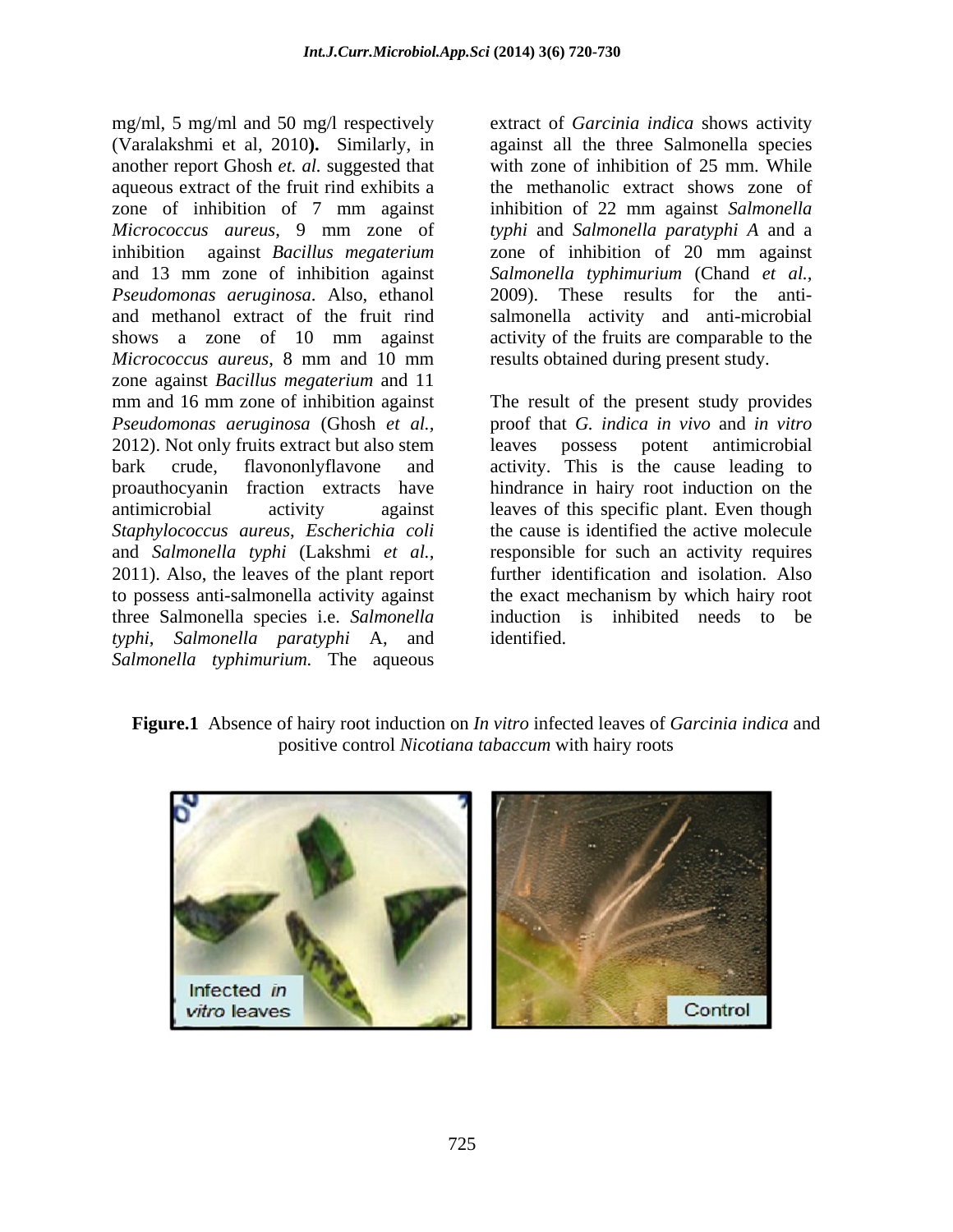mg/ml, 5 mg/ml and 50 mg/l respectively (Varalakshmi et al, 2010**).** Similarly, in another report Ghosh *et. al.* suggested that aqueous extract of the fruit rind exhibits a zone of inhibition of 7 mm against *Micrococcus aureus*, 9 mm zone of inhibition against *Bacillus megaterium* and 13 mm zone of inhibition against *Pseudomonas aeruginosa*. Also, ethanol and methanol extract of the fruit rind shows a zone of 10 mm against *Micrococcus aureus*, 8 mm and 10 mm zone against *Bacillus megaterium* and 11 mm and 16 mm zone of inhibition against *Pseudomonas aeruginosa* (Ghosh *et al.,* 2012). Not only fruits extract but also stem bark crude, flavononlyflavone and proauthocyanin fraction extracts have antimicrobial activity against *Staphylococcus aureus*, *Escherichia coli* and *Salmonella typhi* (Lakshmi *et al.*, 2011). Also, the leaves of the plant report to possess anti-salmonella activity against three Salmonella species i.e. *Salmonella typhi*, *Salmonella paratyphi* A, and *Salmonella typhimurium.* The aqueous extract of *Garcinia indica* shows activity against all the three Salmonella species with zone of inhibition of 25 mm. While the methanolic extract shows zone of inhibition of 22 mm against *Salmonella typhi* and *Salmonella paratyphi A* and a zone of inhibition of 20 mm against *Salmonella typhimurium* (Chand *et al.*, 2009). These results for the anti-salmonella activity and anti-microbial activity of the fruits are comparable to the results obtained during present study.

The result of the present study provides proof that *G. indica in vivo* and *in vitro* leaves possess potent antimicrobial activity. This is the cause leading to hindrance in hairy root induction on the leaves of this specific plant. Even though the cause is identified the active molecule responsible for such an activity requires further identification and isolation. Also the exact mechanism by which hairy root induction is inhibited needs to be identified.

**Figure.1** Absence of hairy root induction on *In vitro* infected leaves of *Garcinia indica* and positive control *Nicotiana tabaccum* with hairy roots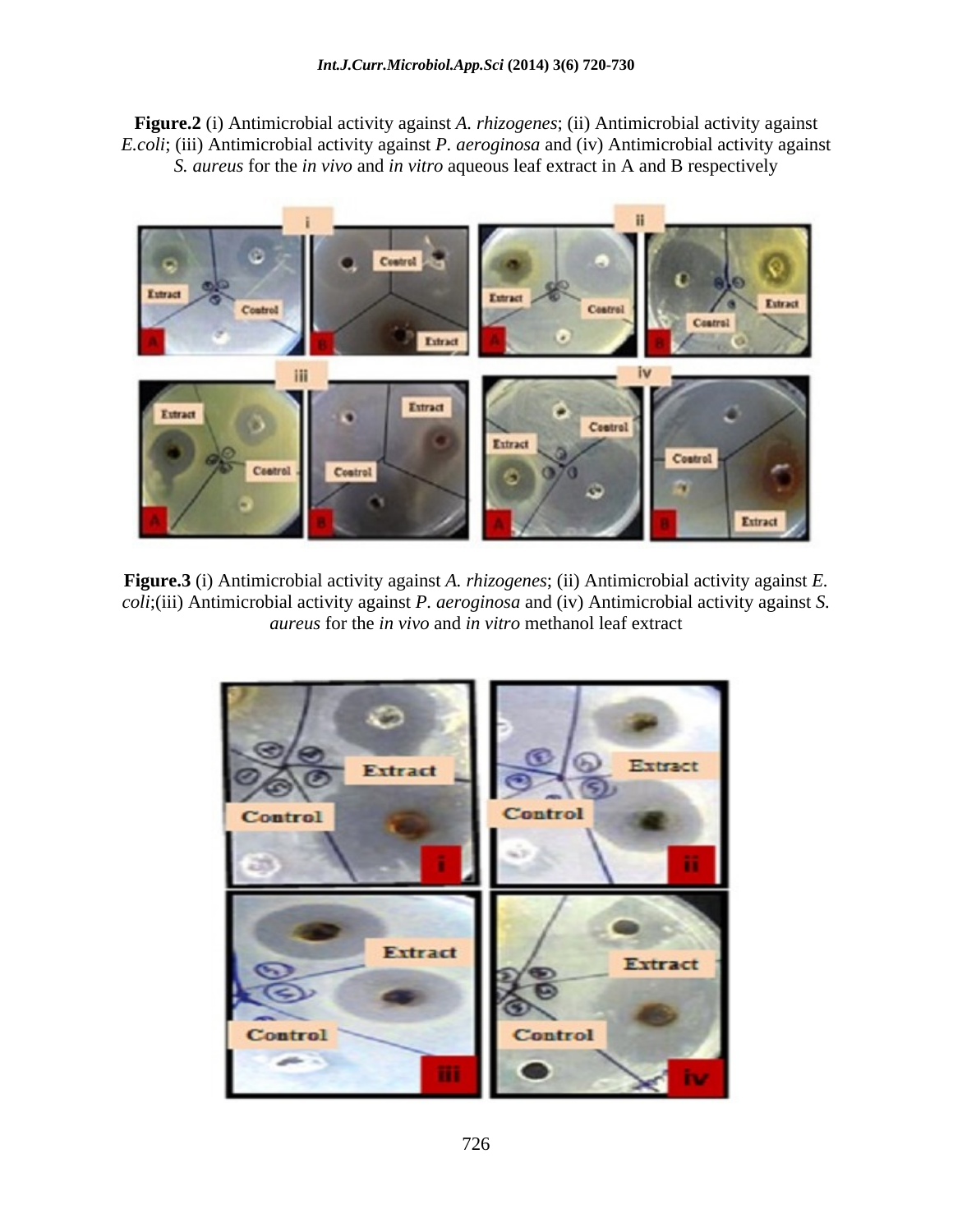**Figure.2** (i) Antimicrobial activity against *A. rhizogenes*; (ii) Antimicrobial activity against *E.coli*; (iii) Antimicrobial activity against *P. aeroginosa* and (iv) Antimicrobial activity against *S. aureus* for the *in vivo* and *in vitro* aqueous leaf extract in A and B respectively

**Figure.3** (i) Antimicrobial activity against *A. rhizogenes*; (ii) Antimicrobial activity against *E. coli*;(iii) Antimicrobial activity against *P. aeroginosa* and (iv) Antimicrobial activity against *S. aureus* for the *in vivo* and *in vitro* methanol leaf extract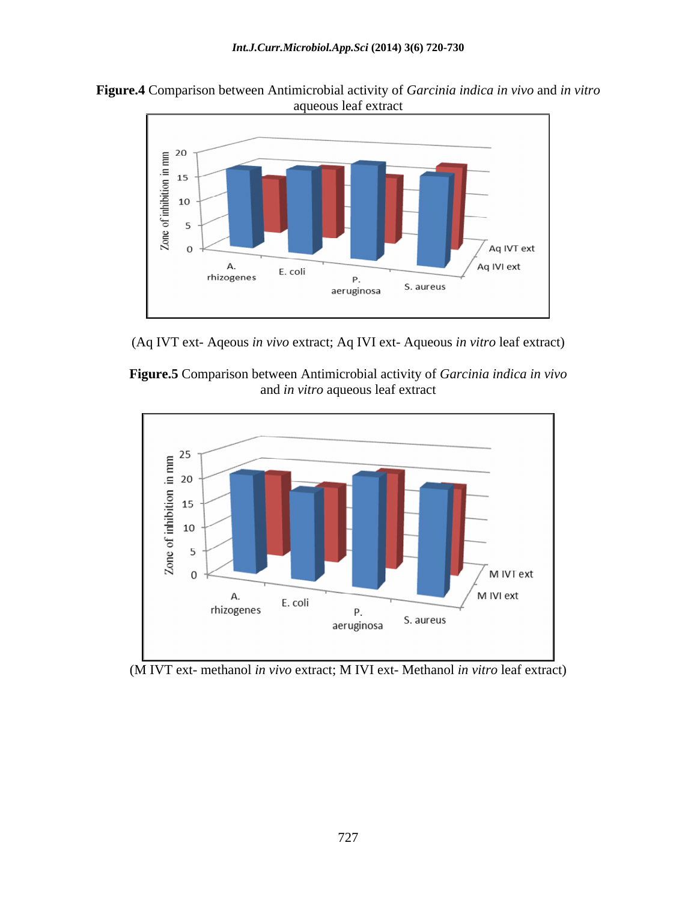**Figure.4** Comparison between Antimicrobial activity of *Garcinia indica in vivo* and *in vitro* aqueous leaf extract

(Aq IVT ext- Aqeous *in vivo* extract; Aq IVI ext- Aqueous *in vitro* leaf extract)

**Figure.5** Comparison between Antimicrobial activity of *Garcinia indica in vivo* and *in vitro* aqueous leaf extract

(M IVT ext- methanol *in vivo* extract; M IVI ext- Methanol *in vitro* leaf extract)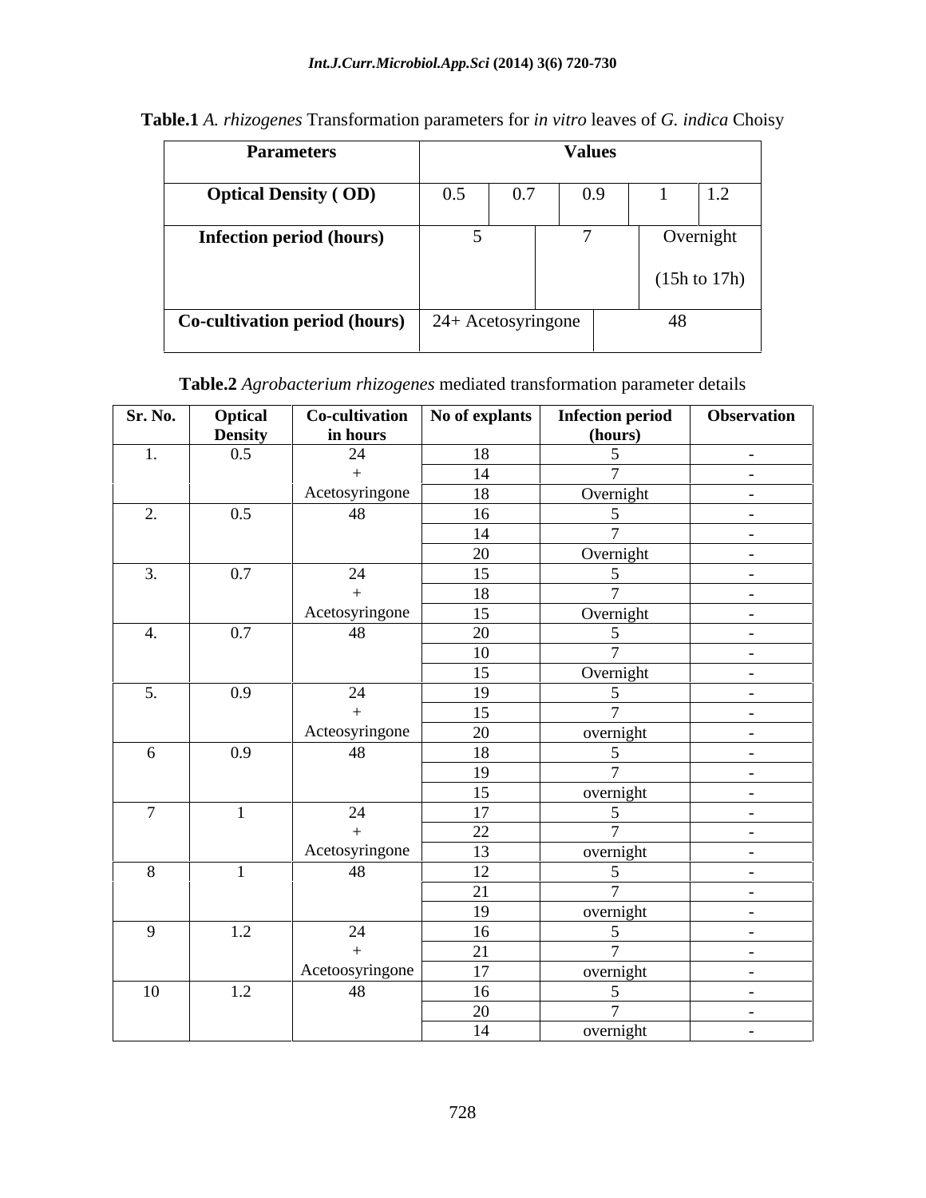**Table.1** *A. rhizogenes* Transformation parameters for *in vitro* leaves of *G. indica* Choisy

| Parameters | Values | | | | |
|---|---|---|---|---|---|
| **Optical Density ( OD)** | 0.5 | 0.7 | 0.9 | 1 | 1.2 |
| **Infection period (hours)** | 5 | 7 | Overnight (15h to 17h) | | |
| **Co-cultivation period (hours)** | 24+ Acetosyringone | 48 | | | |

**Table.2** *Agrobacterium rhizogenes* mediated transformation parameter details

| Sr. No. | Optical Density | Co-cultivation in hours | No of explants | Infection period (hours) | Observation |
|---|---|---|---|---|---|
| 1. | 0.5 | 24 + Acetosyringone | 18 | 5 | - |
| | | | 14 | 7 | - |
| | | | 18 | Overnight | - |
| 2. | 0.5 | 48 | 16 | 5 | - |
| | | | 14 | 7 | - |
| | | | 20 | Overnight | - |
| 3. | 0.7 | 24 + Acetosyringone | 15 | 5 | - |
| | | | 18 | 7 | - |
| | | | 15 | Overnight | - |
| 4. | 0.7 | 48 | 20 | 5 | - |
| | | | 10 | 7 | - |
| | | | 15 | Overnight | - |
| 5. | 0.9 | 24 + Acteosyringone | 19 | 5 | - |
| | | | 15 | 7 | - |
| | | | 20 | overnight | - |
| 6 | 0.9 | 48 | 18 | 5 | - |
| | | | 19 | 7 | - |
| | | | 15 | overnight | - |
| 7 | 1 | 24 + Acetosyringone | 17 | 5 | - |
| | | | 22 | 7 | - |
| | | | 13 | overnight | - |
| 8 | 1 | 48 | 12 | 5 | - |
| | | | 21 | 7 | - |
| | | | 19 | overnight | - |
| 9 | 1.2 | 24 + Acetoosyringone | 16 | 5 | - |
| | | | 21 | 7 | - |
| | | | 17 | overnight | - |
| 10 | 1.2 | 48 | 16 | 5 | - |
| | | | 20 | 7 | - |
| | | | 14 | overnight | - |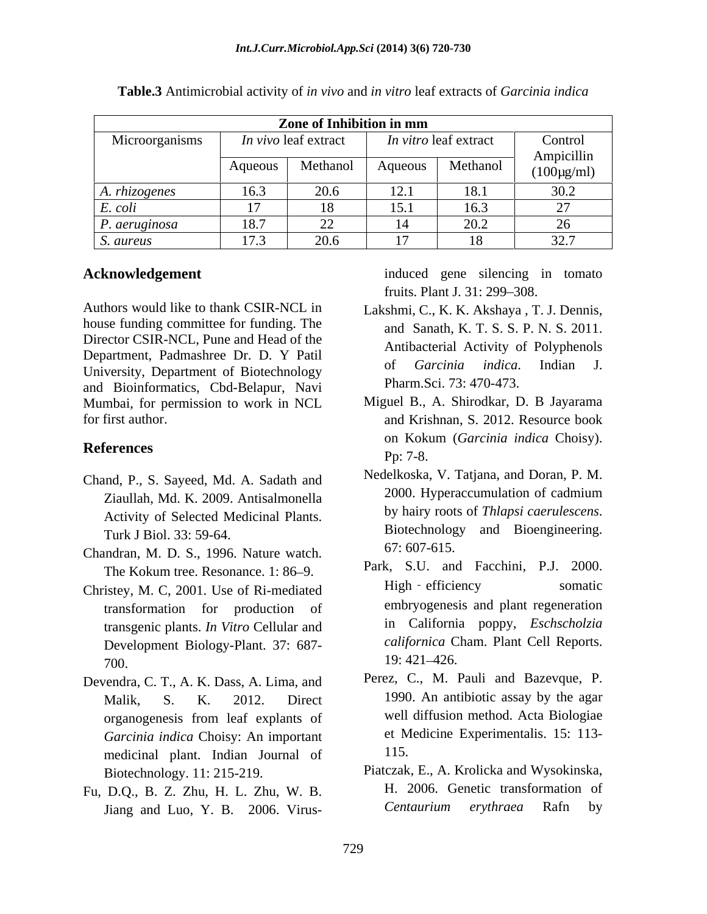**Table.3** Antimicrobial activity of *in vivo* and *in vitro* leaf extracts of *Garcinia indica*

| Zone of Inhibition in mm | | | | | |
|---|---|---|---|---|---|
| Microorganisms | *In vivo* leaf extract | | *In vitro* leaf extract | | Control Ampicillin (100μg/ml) |
| | Aqueous | Methanol | Aqueous | Methanol | |
| *A. rhizogenes* | 16.3 | 20.6 | 12.1 | 18.1 | 30.2 |
| *E. coli* | 17 | 18 | 15.1 | 16.3 | 27 |
| *P. aeruginosa* | 18.7 | 22 | 14 | 20.2 | 26 |
| *S. aureus* | 17.3 | 20.6 | 17 | 18 | 32.7 |

## Acknowledgement

Authors would like to thank CSIR-NCL in house funding committee for funding. The Director CSIR-NCL, Pune and Head of the Department, Padmashree Dr. D. Y Patil University, Department of Biotechnology and Bioinformatics, Cbd-Belapur, Navi Mumbai, for permission to work in NCL for first author.

## References

Chand, P., S. Sayeed, Md. A. Sadath and Ziaullah, Md. K. 2009. Antisalmonella Activity of Selected Medicinal Plants. Turk J Biol. 33: 59-64.

Chandran, M. D. S., 1996. Nature watch. The Kokum tree. Resonance. 1: 86–9.

Christey, M. C, 2001. Use of Ri-mediated transformation for production of transgenic plants. *In Vitro* Cellular and Development Biology-Plant. 37: 687-700.

Devendra, C. T., A. K. Dass, A. Lima, and Malik, S. K. 2012. Direct organogenesis from leaf explants of *Garcinia indica* Choisy: An important medicinal plant. Indian Journal of Biotechnology. 11: 215-219.

Fu, D.Q., B. Z. Zhu, H. L. Zhu, W. B. Jiang and Luo, Y. B. 2006. Virus-induced gene silencing in tomato fruits. Plant J. 31: 299–308.

Lakshmi, C., K. K. Akshaya , T. J. Dennis, and Sanath, K. T. S. S. P. N. S. 2011. Antibacterial Activity of Polyphenols of *Garcinia indica*. Indian J. Pharm.Sci. 73: 470-473.

Miguel B., A. Shirodkar, D. B Jayarama and Krishnan, S. 2012. Resource book on Kokum (*Garcinia indica* Choisy). Pp: 7-8.

Nedelkoska, V. Tatjana, and Doran, P. M. 2000. Hyperaccumulation of cadmium by hairy roots of *Thlapsi caerulescens*. Biotechnology and Bioengineering. 67: 607-615.

Park, S.U. and Facchini, P.J. 2000. High‐efficiency somatic embryogenesis and plant regeneration in California poppy, *Eschscholzia californica* Cham. Plant Cell Reports. 19: 421–426.

Perez, C., M. Pauli and Bazevque, P. 1990. An antibiotic assay by the agar well diffusion method. Acta Biologiae et Medicine Experimentalis. 15: 113-115.

Piatczak, E., A. Krolicka and Wysokinska, H. 2006. Genetic transformation of *Centaurium erythraea* Rafn by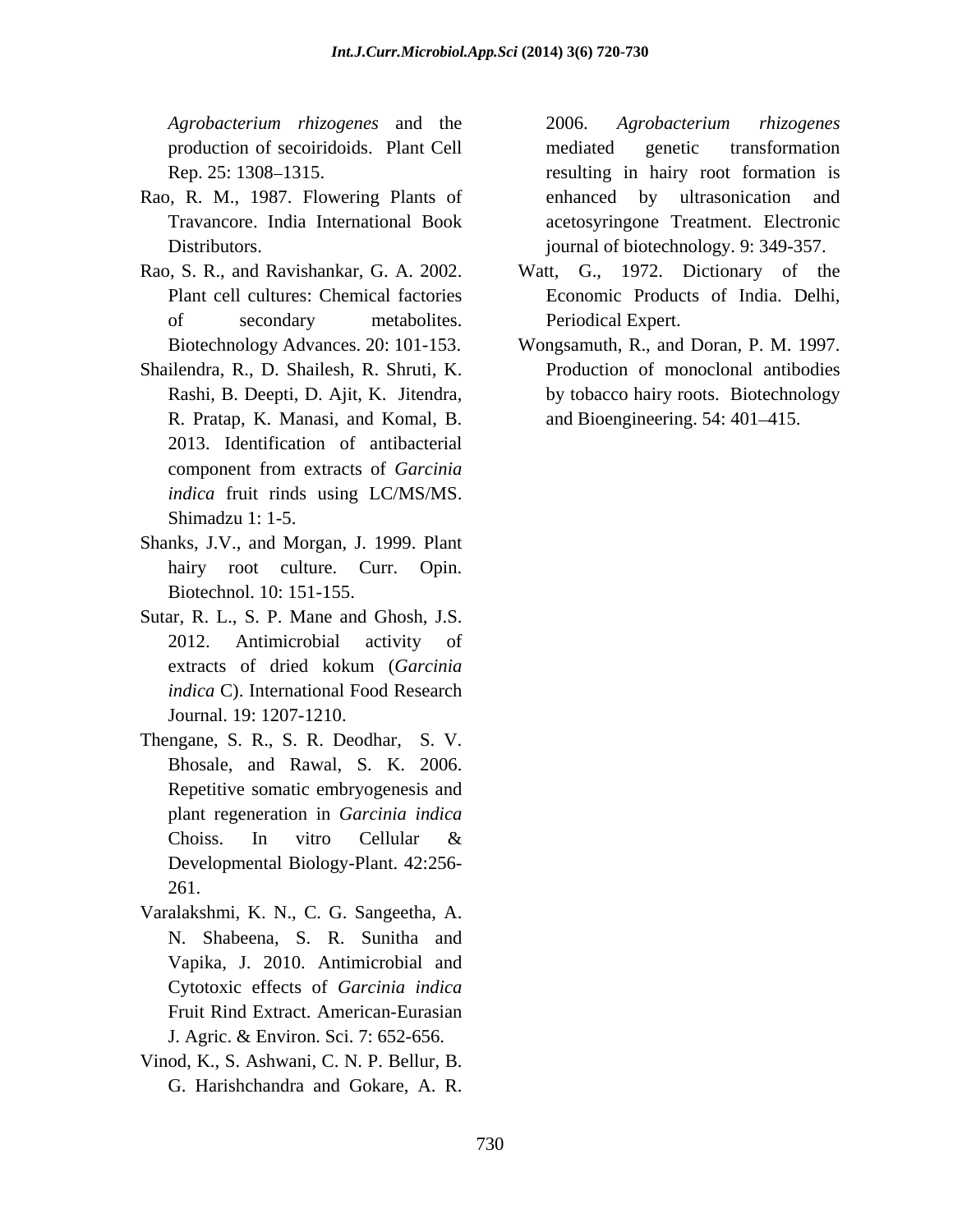*Agrobacterium rhizogenes* and the production of secoiridoids. Plant Cell Rep. 25: 1308–1315.

Rao, R. M., 1987. Flowering Plants of Travancore. India International Book Distributors.

Rao, S. R., and Ravishankar, G. A. 2002. Plant cell cultures: Chemical factories of secondary metabolites. Biotechnology Advances. 20: 101-153.

Shailendra, R., D. Shailesh, R. Shruti, K. Rashi, B. Deepti, D. Ajit, K. Jitendra, R. Pratap, K. Manasi, and Komal, B. 2013. Identification of antibacterial component from extracts of *Garcinia indica* fruit rinds using LC/MS/MS. Shimadzu 1: 1-5.

Shanks, J.V., and Morgan, J. 1999. Plant hairy root culture. Curr. Opin. Biotechnol. 10: 151-155.

Sutar, R. L., S. P. Mane and Ghosh, J.S. 2012. Antimicrobial activity of extracts of dried kokum (*Garcinia indica* C). International Food Research Journal. 19: 1207-1210.

Thengane, S. R., S. R. Deodhar, S. V. Bhosale, and Rawal, S. K. 2006. Repetitive somatic embryogenesis and plant regeneration in *Garcinia indica* Choiss. In vitro Cellular & Developmental Biology-Plant. 42:256-261.

Varalakshmi, K. N., C. G. Sangeetha, A. N. Shabeena, S. R. Sunitha and Vapika, J. 2010. Antimicrobial and Cytotoxic effects of *Garcinia indica* Fruit Rind Extract. American-Eurasian J. Agric. & Environ. Sci. 7: 652-656.

Vinod, K., S. Ashwani, C. N. P. Bellur, B. G. Harishchandra and Gokare, A. R. 2006. *Agrobacterium rhizogenes* mediated genetic transformation resulting in hairy root formation is enhanced by ultrasonication and acetosyringone Treatment. Electronic journal of biotechnology. 9: 349-357.

Watt, G., 1972. Dictionary of the Economic Products of India. Delhi, Periodical Expert.

Wongsamuth, R., and Doran, P. M. 1997. Production of monoclonal antibodies by tobacco hairy roots. Biotechnology and Bioengineering. 54: 401–415.